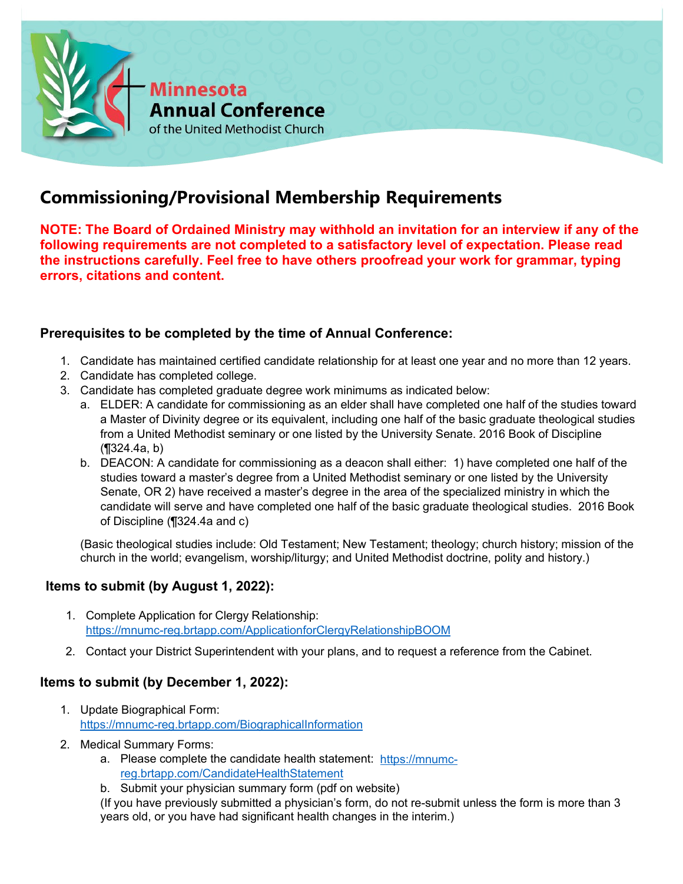Minnesota
Annual Conference
of the United Methodist Church

# Commissioning/Provisional Membership Requirements

**NOTE: The Board of Ordained Ministry may withhold an invitation for an interview if any of the following requirements are not completed to a satisfactory level of expectation. Please read the instructions carefully. Feel free to have others proofread your work for grammar, typing errors, citations and content.**

### Prerequisites to be completed by the time of Annual Conference:

1. Candidate has maintained certified candidate relationship for at least one year and no more than 12 years.
2. Candidate has completed college.
3. Candidate has completed graduate degree work minimums as indicated below:
   a. ELDER: A candidate for commissioning as an elder shall have completed one half of the studies toward a Master of Divinity degree or its equivalent, including one half of the basic graduate theological studies from a United Methodist seminary or one listed by the University Senate. 2016 Book of Discipline (¶324.4a, b)
   b. DEACON: A candidate for commissioning as a deacon shall either: 1) have completed one half of the studies toward a master's degree from a United Methodist seminary or one listed by the University Senate, OR 2) have received a master's degree in the area of the specialized ministry in which the candidate will serve and have completed one half of the basic graduate theological studies. 2016 Book of Discipline (¶324.4a and c)

   (Basic theological studies include: Old Testament; New Testament; theology; church history; mission of the church in the world; evangelism, worship/liturgy; and United Methodist doctrine, polity and history.)

### Items to submit (by August 1, 2022):

1. Complete Application for Clergy Relationship: https://mnumc-reg.brtapp.com/ApplicationforClergyRelationshipBOOM
2. Contact your District Superintendent with your plans, and to request a reference from the Cabinet.

### Items to submit (by December 1, 2022):

1. Update Biographical Form: https://mnumc-reg.brtapp.com/BiographicalInformation
2. Medical Summary Forms:
   a. Please complete the candidate health statement: https://mnumc-reg.brtapp.com/CandidateHealthStatement
   b. Submit your physician summary form (pdf on website)
   (If you have previously submitted a physician's form, do not re-submit unless the form is more than 3 years old, or you have had significant health changes in the interim.)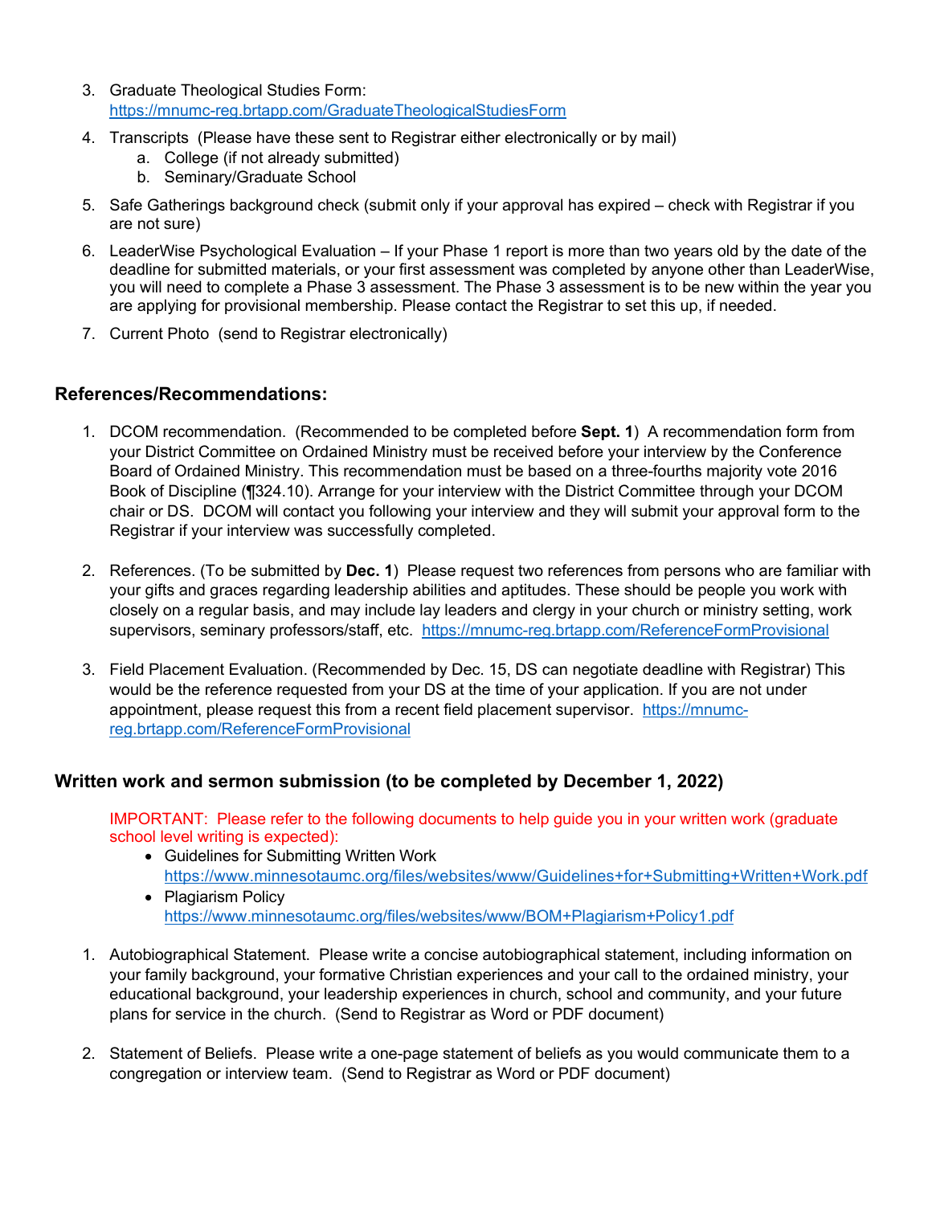3. Graduate Theological Studies Form: https://mnumc-reg.brtapp.com/GraduateTheologicalStudiesForm
4. Transcripts (Please have these sent to Registrar either electronically or by mail)
    a. College (if not already submitted)
    b. Seminary/Graduate School
5. Safe Gatherings background check (submit only if your approval has expired – check with Registrar if you are not sure)
6. LeaderWise Psychological Evaluation – If your Phase 1 report is more than two years old by the date of the deadline for submitted materials, or your first assessment was completed by anyone other than LeaderWise, you will need to complete a Phase 3 assessment. The Phase 3 assessment is to be new within the year you are applying for provisional membership. Please contact the Registrar to set this up, if needed.
7. Current Photo (send to Registrar electronically)

## References/Recommendations:

1. DCOM recommendation. (Recommended to be completed before **Sept. 1**) A recommendation form from your District Committee on Ordained Ministry must be received before your interview by the Conference Board of Ordained Ministry. This recommendation must be based on a three-fourths majority vote 2016 Book of Discipline (¶324.10). Arrange for your interview with the District Committee through your DCOM chair or DS. DCOM will contact you following your interview and they will submit your approval form to the Registrar if your interview was successfully completed.

2. References. (To be submitted by **Dec. 1**) Please request two references from persons who are familiar with your gifts and graces regarding leadership abilities and aptitudes. These should be people you work with closely on a regular basis, and may include lay leaders and clergy in your church or ministry setting, work supervisors, seminary professors/staff, etc. https://mnumc-reg.brtapp.com/ReferenceFormProvisional

3. Field Placement Evaluation. (Recommended by Dec. 15, DS can negotiate deadline with Registrar) This would be the reference requested from your DS at the time of your application. If you are not under appointment, please request this from a recent field placement supervisor. https://mnumc-reg.brtapp.com/ReferenceFormProvisional

## Written work and sermon submission (to be completed by December 1, 2022)

IMPORTANT: Please refer to the following documents to help guide you in your written work (graduate school level writing is expected):

- Guidelines for Submitting Written Work https://www.minnesotaumc.org/files/websites/www/Guidelines+for+Submitting+Written+Work.pdf
- Plagiarism Policy https://www.minnesotaumc.org/files/websites/www/BOM+Plagiarism+Policy1.pdf

1. Autobiographical Statement. Please write a concise autobiographical statement, including information on your family background, your formative Christian experiences and your call to the ordained ministry, your educational background, your leadership experiences in church, school and community, and your future plans for service in the church. (Send to Registrar as Word or PDF document)

2. Statement of Beliefs. Please write a one-page statement of beliefs as you would communicate them to a congregation or interview team. (Send to Registrar as Word or PDF document)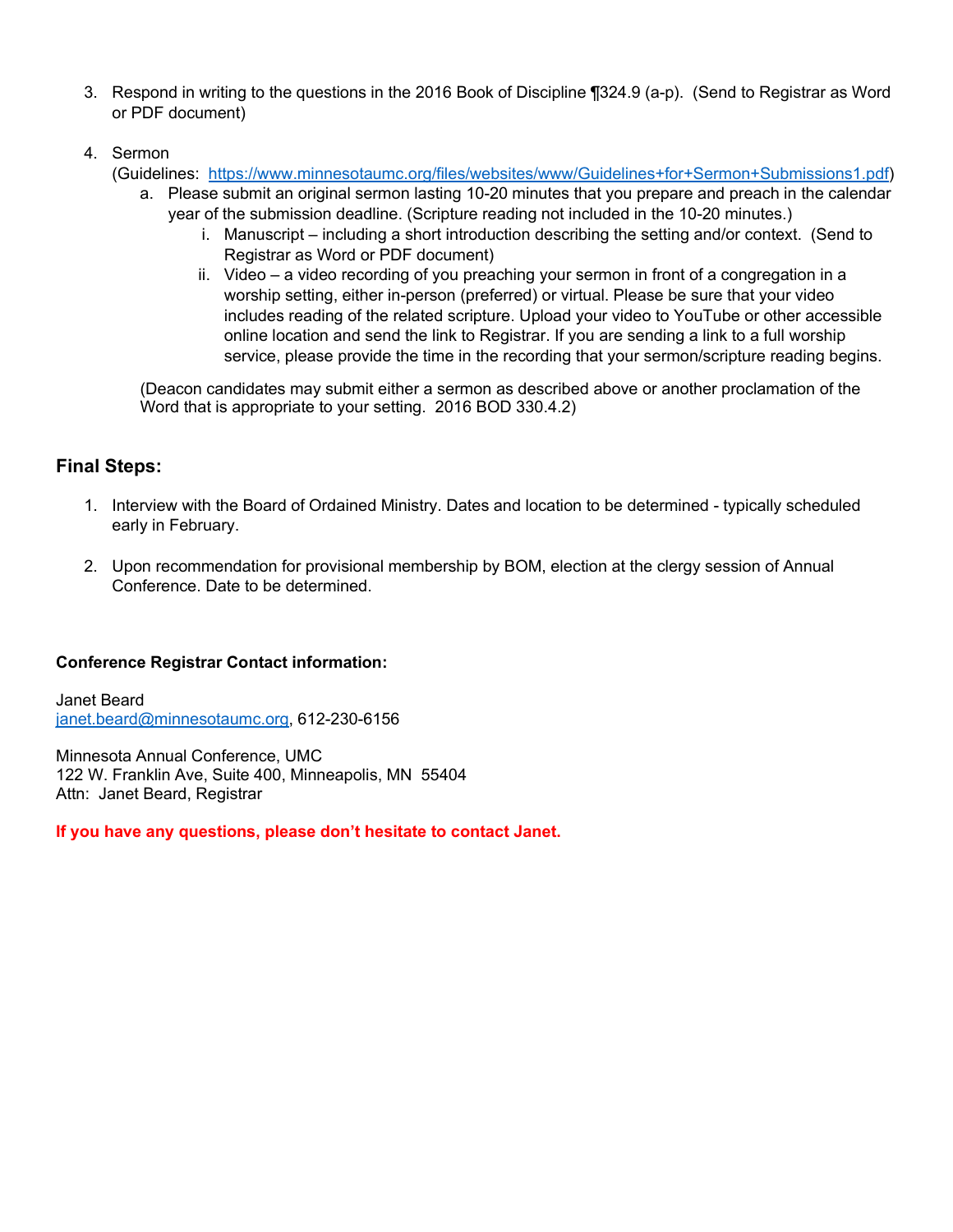3. Respond in writing to the questions in the 2016 Book of Discipline ¶324.9 (a-p). (Send to Registrar as Word or PDF document)

4. Sermon
   (Guidelines: https://www.minnesotaumc.org/files/websites/www/Guidelines+for+Sermon+Submissions1.pdf)
   a. Please submit an original sermon lasting 10-20 minutes that you prepare and preach in the calendar year of the submission deadline. (Scripture reading not included in the 10-20 minutes.)
      i. Manuscript – including a short introduction describing the setting and/or context. (Send to Registrar as Word or PDF document)
      ii. Video – a video recording of you preaching your sermon in front of a congregation in a worship setting, either in-person (preferred) or virtual. Please be sure that your video includes reading of the related scripture. Upload your video to YouTube or other accessible online location and send the link to Registrar. If you are sending a link to a full worship service, please provide the time in the recording that your sermon/scripture reading begins.

   (Deacon candidates may submit either a sermon as described above or another proclamation of the Word that is appropriate to your setting. 2016 BOD 330.4.2)

### Final Steps:

1. Interview with the Board of Ordained Ministry. Dates and location to be determined - typically scheduled early in February.

2. Upon recommendation for provisional membership by BOM, election at the clergy session of Annual Conference. Date to be determined.

**Conference Registrar Contact information:**

Janet Beard
janet.beard@minnesotaumc.org, 612-230-6156

Minnesota Annual Conference, UMC
122 W. Franklin Ave, Suite 400, Minneapolis, MN 55404
Attn: Janet Beard, Registrar

**If you have any questions, please don't hesitate to contact Janet.**